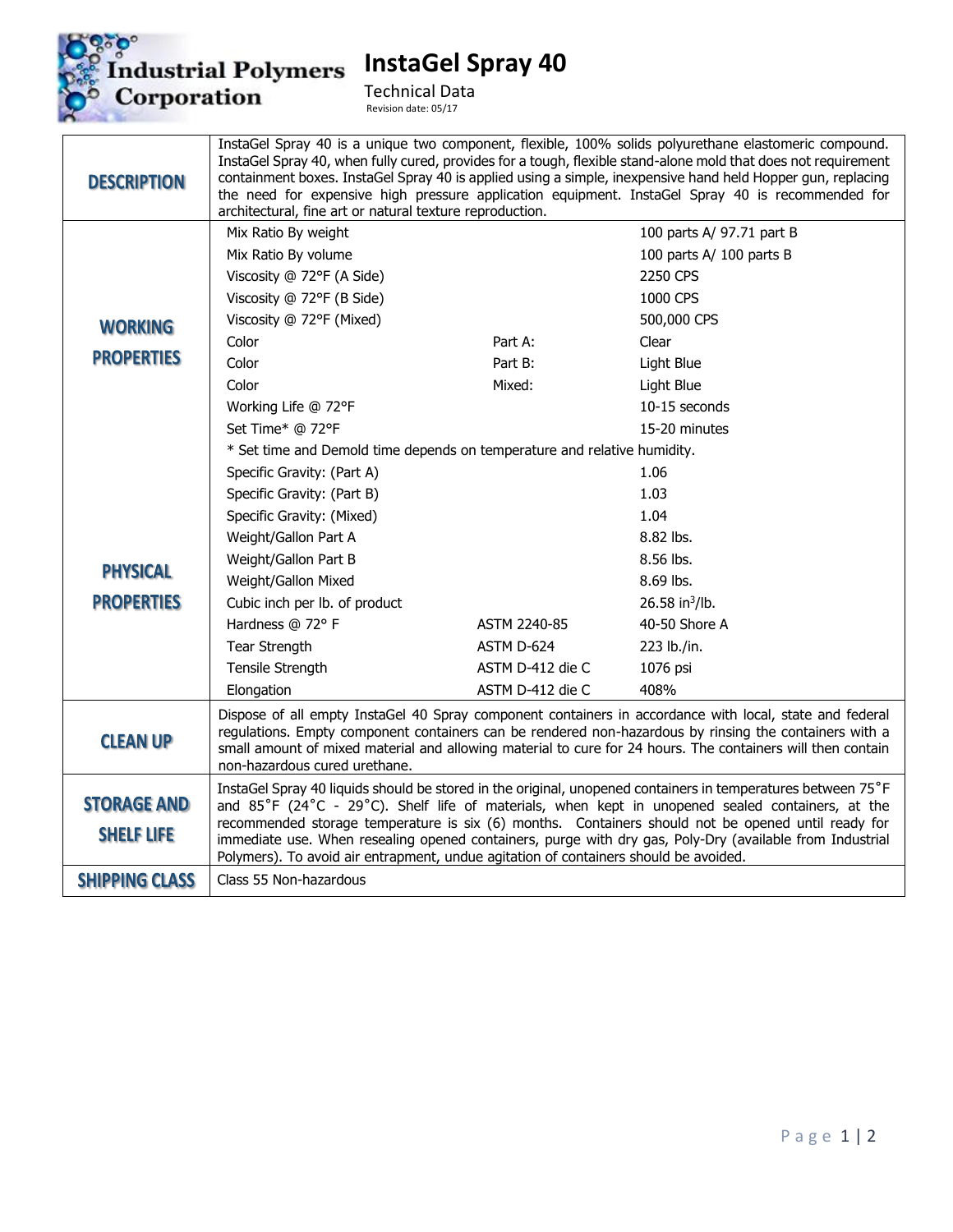Industrial Polymers Corporation

# InstaGel Spray 40

Technical Data

Revision date: 05/17

| | | | |
|---|---|---|---|
| **DESCRIPTION** | InstaGel Spray 40 is a unique two component, flexible, 100% solids polyurethane elastomeric compound. InstaGel Spray 40, when fully cured, provides for a tough, flexible stand-alone mold that does not requirement containment boxes. InstaGel Spray 40 is applied using a simple, inexpensive hand held Hopper gun, replacing the need for expensive high pressure application equipment. InstaGel Spray 40 is recommended for architectural, fine art or natural texture reproduction. | | |
| **WORKING PROPERTIES** | Mix Ratio By weight | | 100 parts A/ 97.71 part B |
| | Mix Ratio By volume | | 100 parts A/ 100 parts B |
| | Viscosity @ 72°F (A Side) | | 2250 CPS |
| | Viscosity @ 72°F (B Side) | | 1000 CPS |
| | Viscosity @ 72°F (Mixed) | | 500,000 CPS |
| | Color | Part A: | Clear |
| | Color | Part B: | Light Blue |
| | Color | Mixed: | Light Blue |
| | Working Life @ 72°F | | 10-15 seconds |
| | Set Time* @ 72°F | | 15-20 minutes |
| | * Set time and Demold time depends on temperature and relative humidity. | | |
| **PHYSICAL PROPERTIES** | Specific Gravity: (Part A) | | 1.06 |
| | Specific Gravity: (Part B) | | 1.03 |
| | Specific Gravity: (Mixed) | | 1.04 |
| | Weight/Gallon Part A | | 8.82 lbs. |
| | Weight/Gallon Part B | | 8.56 lbs. |
| | Weight/Gallon Mixed | | 8.69 lbs. |
| | Cubic inch per lb. of product | | 26.58 $in^3$/lb. |
| | Hardness @ 72° F | ASTM 2240-85 | 40-50 Shore A |
| | Tear Strength | ASTM D-624 | 223 lb./in. |
| | Tensile Strength | ASTM D-412 die C | 1076 psi |
| | Elongation | ASTM D-412 die C | 408% |
| **CLEAN UP** | Dispose of all empty InstaGel 40 Spray component containers in accordance with local, state and federal regulations. Empty component containers can be rendered non-hazardous by rinsing the containers with a small amount of mixed material and allowing material to cure for 24 hours. The containers will then contain non-hazardous cured urethane. | | |
| **STORAGE AND SHELF LIFE** | InstaGel Spray 40 liquids should be stored in the original, unopened containers in temperatures between 75˚F and 85˚F (24˚C - 29˚C). Shelf life of materials, when kept in unopened sealed containers, at the recommended storage temperature is six (6) months. Containers should not be opened until ready for immediate use. When resealing opened containers, purge with dry gas, Poly-Dry (available from Industrial Polymers). To avoid air entrapment, undue agitation of containers should be avoided. | | |
| **SHIPPING CLASS** | Class 55 Non-hazardous | | |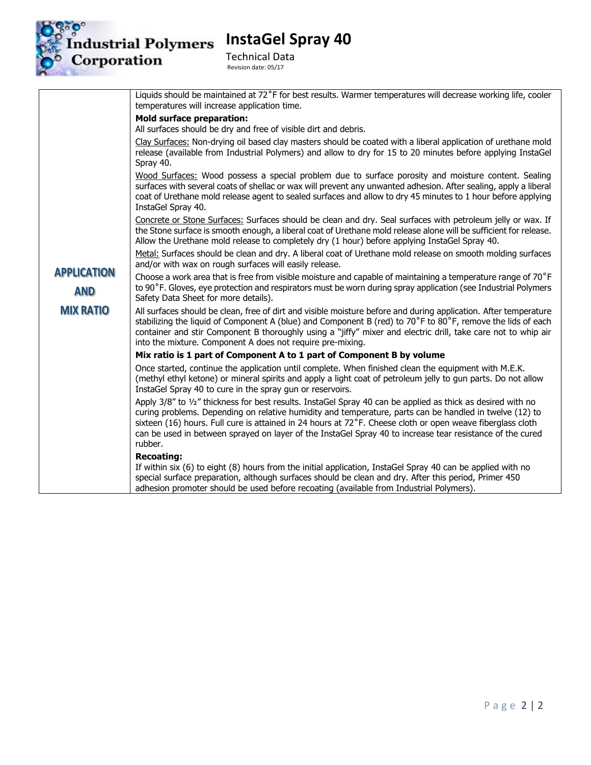| | |
|---|---|
| **APPLICATION AND MIX RATIO** | Liquids should be maintained at 72˚F for best results. Warmer temperatures will decrease working life, cooler temperatures will increase application time.<br><br>**Mold surface preparation:**<br>All surfaces should be dry and free of visible dirt and debris.<br><br><u>Clay Surfaces:</u> Non-drying oil based clay masters should be coated with a liberal application of urethane mold release (available from Industrial Polymers) and allow to dry for 15 to 20 minutes before applying InstaGel Spray 40.<br><br><u>Wood Surfaces:</u> Wood possess a special problem due to surface porosity and moisture content. Sealing surfaces with several coats of shellac or wax will prevent any unwanted adhesion. After sealing, apply a liberal coat of Urethane mold release agent to sealed surfaces and allow to dry 45 minutes to 1 hour before applying InstaGel Spray 40.<br><br><u>Concrete or Stone Surfaces:</u> Surfaces should be clean and dry. Seal surfaces with petroleum jelly or wax. If the Stone surface is smooth enough, a liberal coat of Urethane mold release alone will be sufficient for release. Allow the Urethane mold release to completely dry (1 hour) before applying InstaGel Spray 40.<br><br><u>Metal:</u> Surfaces should be clean and dry. A liberal coat of Urethane mold release on smooth molding surfaces and/or with wax on rough surfaces will easily release.<br><br>Choose a work area that is free from visible moisture and capable of maintaining a temperature range of 70˚F to 90˚F. Gloves, eye protection and respirators must be worn during spray application (see Industrial Polymers Safety Data Sheet for more details).<br><br>All surfaces should be clean, free of dirt and visible moisture before and during application. After temperature stabilizing the liquid of Component A (blue) and Component B (red) to 70˚F to 80˚F, remove the lids of each container and stir Component B thoroughly using a "jiffy" mixer and electric drill, take care not to whip air into the mixture. Component A does not require pre-mixing.<br><br>**Mix ratio is 1 part of Component A to 1 part of Component B by volume**<br><br>Once started, continue the application until complete. When finished clean the equipment with M.E.K. (methyl ethyl ketone) or mineral spirits and apply a light coat of petroleum jelly to gun parts. Do not allow InstaGel Spray 40 to cure in the spray gun or reservoirs.<br><br>Apply 3/8" to ½" thickness for best results. InstaGel Spray 40 can be applied as thick as desired with no curing problems. Depending on relative humidity and temperature, parts can be handled in twelve (12) to sixteen (16) hours. Full cure is attained in 24 hours at 72˚F. Cheese cloth or open weave fiberglass cloth can be used in between sprayed on layer of the InstaGel Spray 40 to increase tear resistance of the cured rubber.<br><br>**Recoating:**<br>If within six (6) to eight (8) hours from the initial application, InstaGel Spray 40 can be applied with no special surface preparation, although surfaces should be clean and dry. After this period, Primer 450 adhesion promoter should be used before recoating (available from Industrial Polymers). |